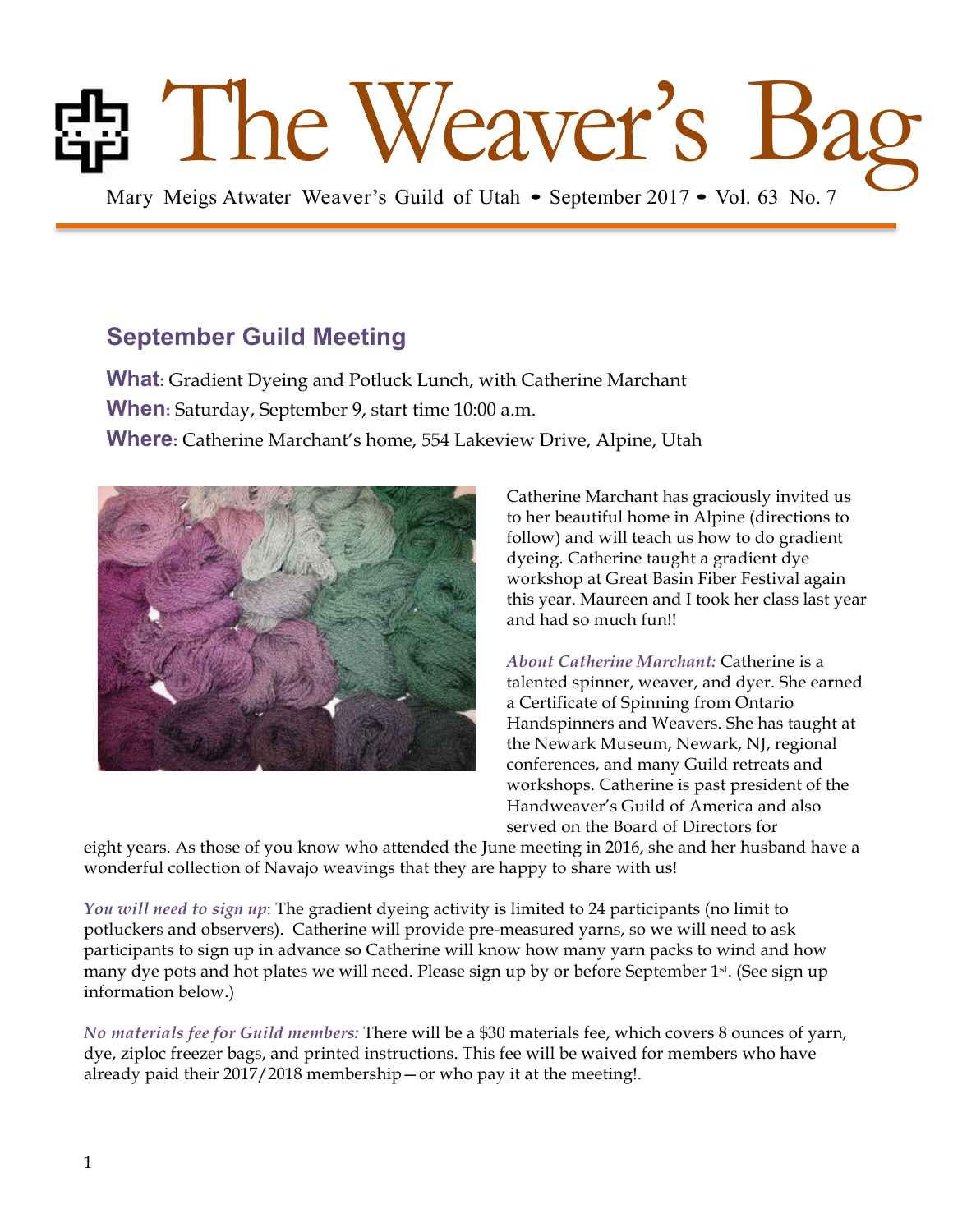# The Weaver's Bag

Mary Meigs Atwater Weaver's Guild of Utah • September 2017 • Vol. 63 No. 7

## September Guild Meeting

**What:** Gradient Dyeing and Potluck Lunch, with Catherine Marchant

**When:** Saturday, September 9, start time 10:00 a.m.

**Where:** Catherine Marchant's home, 554 Lakeview Drive, Alpine, Utah

Catherine Marchant has graciously invited us to her beautiful home in Alpine (directions to follow) and will teach us how to do gradient dyeing. Catherine taught a gradient dye workshop at Great Basin Fiber Festival again this year. Maureen and I took her class last year and had so much fun!!

*About Catherine Marchant:* Catherine is a talented spinner, weaver, and dyer. She earned a Certificate of Spinning from Ontario Handspinners and Weavers. She has taught at the Newark Museum, Newark, NJ, regional conferences, and many Guild retreats and workshops. Catherine is past president of the Handweaver's Guild of America and also served on the Board of Directors for eight years. As those of you know who attended the June meeting in 2016, she and her husband have a wonderful collection of Navajo weavings that they are happy to share with us!

*You will need to sign up*: The gradient dyeing activity is limited to 24 participants (no limit to potluckers and observers). Catherine will provide pre-measured yarns, so we will need to ask participants to sign up in advance so Catherine will know how many yarn packs to wind and how many dye pots and hot plates we will need. Please sign up by or before September 1st. (See sign up information below.)

*No materials fee for Guild members:* There will be a $30 materials fee, which covers 8 ounces of yarn, dye, ziploc freezer bags, and printed instructions. This fee will be waived for members who have already paid their 2017/2018 membership—or who pay it at the meeting!.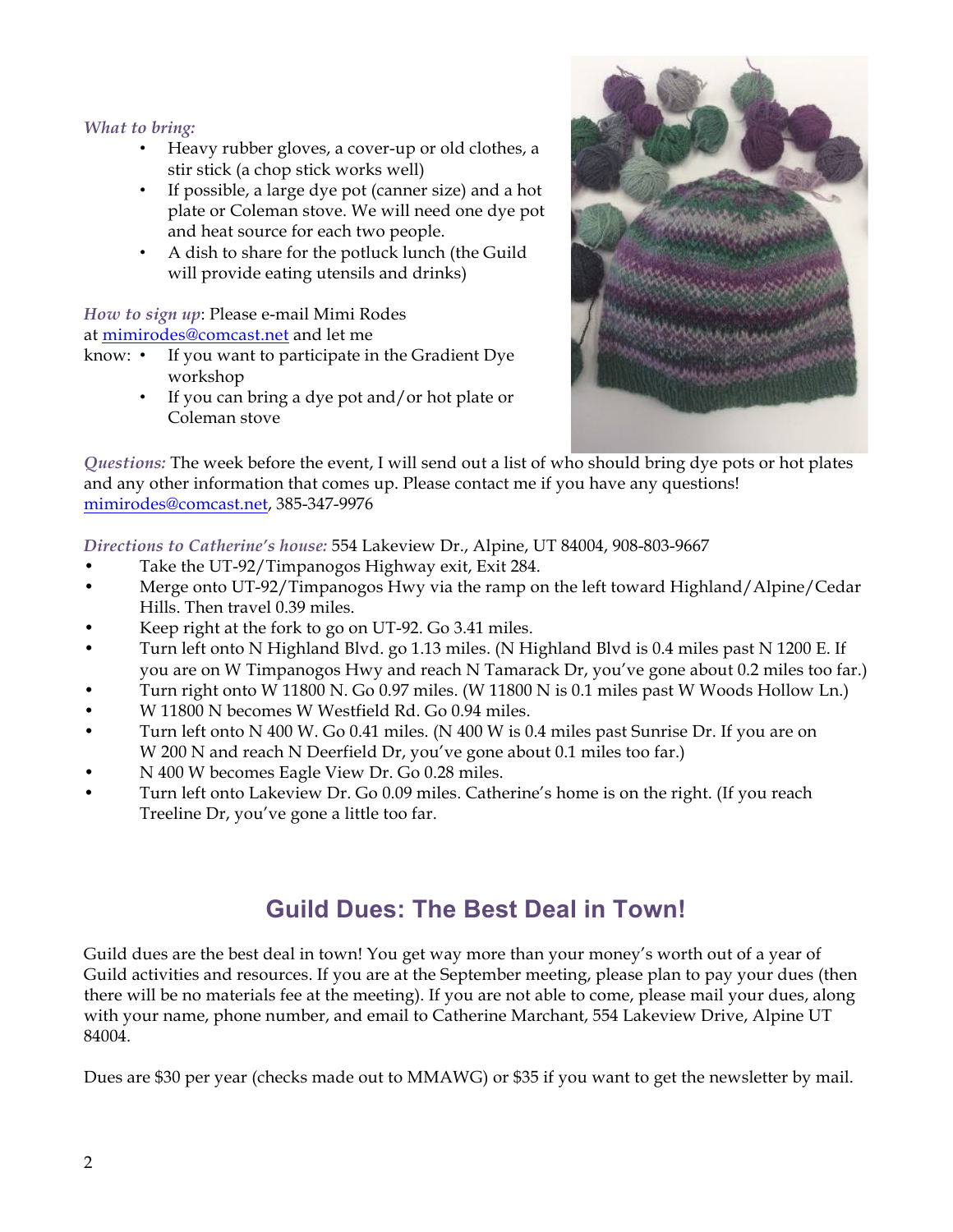*What to bring:*

- Heavy rubber gloves, a cover-up or old clothes, a stir stick (a chop stick works well)
- If possible, a large dye pot (canner size) and a hot plate or Coleman stove. We will need one dye pot and heat source for each two people.
- A dish to share for the potluck lunch (the Guild will provide eating utensils and drinks)

*How to sign up*: Please e-mail Mimi Rodes at [mimirodes@comcast.net](mailto:mimirodes@comcast.net) and let me know:

- If you want to participate in the Gradient Dye workshop
- If you can bring a dye pot and/or hot plate or Coleman stove

*Questions:* The week before the event, I will send out a list of who should bring dye pots or hot plates and any other information that comes up. Please contact me if you have any questions! [mimirodes@comcast.net](mailto:mimirodes@comcast.net), 385-347-9976

*Directions to Catherine's house:* 554 Lakeview Dr., Alpine, UT 84004, 908-803-9667

- Take the UT-92/Timpanogos Highway exit, Exit 284.
- Merge onto UT-92/Timpanogos Hwy via the ramp on the left toward Highland/Alpine/Cedar Hills. Then travel 0.39 miles.
- Keep right at the fork to go on UT-92. Go 3.41 miles.
- Turn left onto N Highland Blvd. go 1.13 miles. (N Highland Blvd is 0.4 miles past N 1200 E. If you are on W Timpanogos Hwy and reach N Tamarack Dr, you've gone about 0.2 miles too far.)
- Turn right onto W 11800 N. Go 0.97 miles. (W 11800 N is 0.1 miles past W Woods Hollow Ln.)
- W 11800 N becomes W Westfield Rd. Go 0.94 miles.
- Turn left onto N 400 W. Go 0.41 miles. (N 400 W is 0.4 miles past Sunrise Dr. If you are on W 200 N and reach N Deerfield Dr, you've gone about 0.1 miles too far.)
- N 400 W becomes Eagle View Dr. Go 0.28 miles.
- Turn left onto Lakeview Dr. Go 0.09 miles. Catherine's home is on the right. (If you reach Treeline Dr, you've gone a little too far.

## Guild Dues: The Best Deal in Town!

Guild dues are the best deal in town! You get way more than your money's worth out of a year of Guild activities and resources. If you are at the September meeting, please plan to pay your dues (then there will be no materials fee at the meeting). If you are not able to come, please mail your dues, along with your name, phone number, and email to Catherine Marchant, 554 Lakeview Drive, Alpine UT 84004.

Dues are $30 per year (checks made out to MMAWG) or $35 if you want to get the newsletter by mail.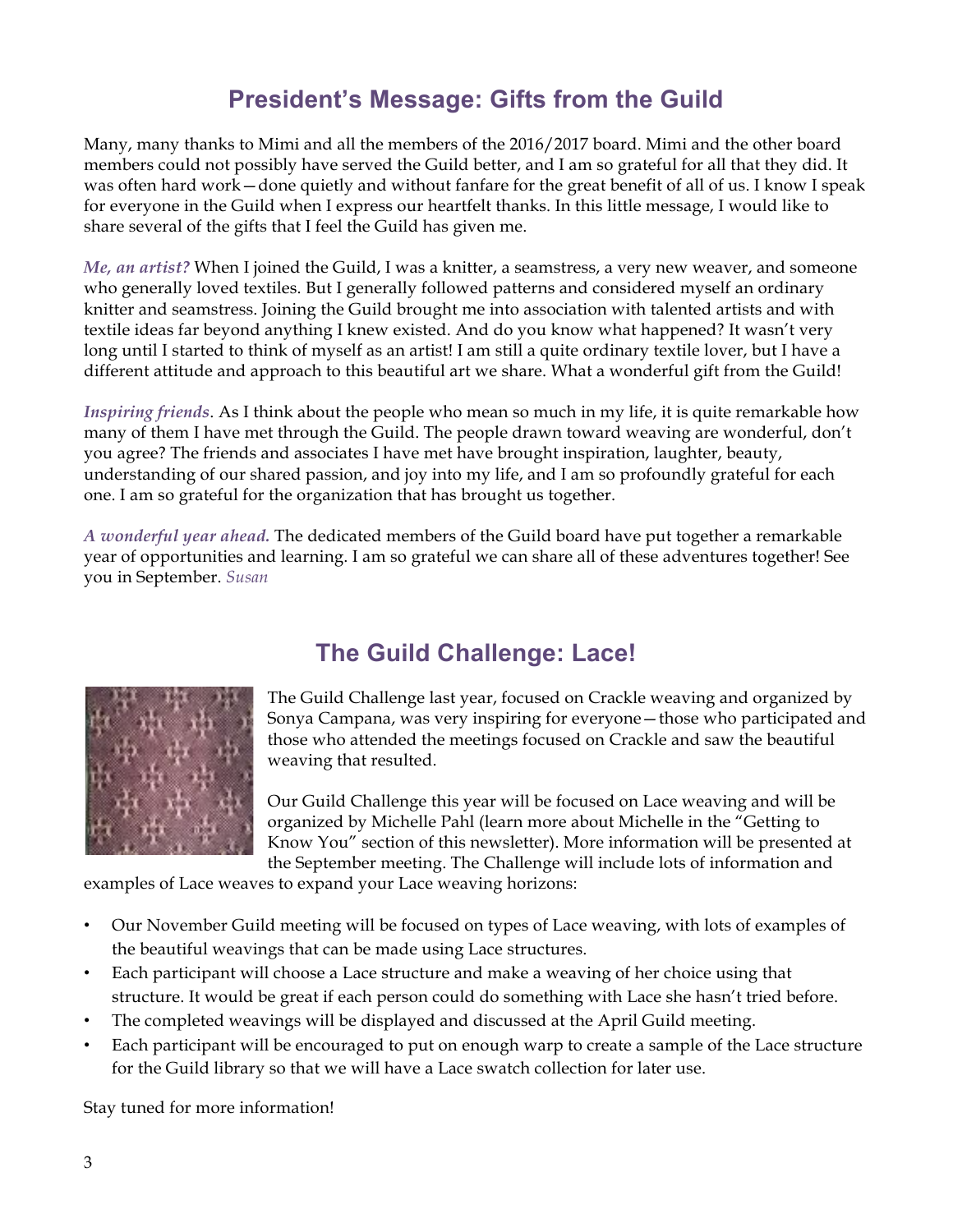## President's Message: Gifts from the Guild

Many, many thanks to Mimi and all the members of the 2016/2017 board. Mimi and the other board members could not possibly have served the Guild better, and I am so grateful for all that they did. It was often hard work—done quietly and without fanfare for the great benefit of all of us. I know I speak for everyone in the Guild when I express our heartfelt thanks. In this little message, I would like to share several of the gifts that I feel the Guild has given me.

***Me, an artist?*** When I joined the Guild, I was a knitter, a seamstress, a very new weaver, and someone who generally loved textiles. But I generally followed patterns and considered myself an ordinary knitter and seamstress. Joining the Guild brought me into association with talented artists and with textile ideas far beyond anything I knew existed. And do you know what happened? It wasn't very long until I started to think of myself as an artist! I am still a quite ordinary textile lover, but I have a different attitude and approach to this beautiful art we share. What a wonderful gift from the Guild!

***Inspiring friends***. As I think about the people who mean so much in my life, it is quite remarkable how many of them I have met through the Guild. The people drawn toward weaving are wonderful, don't you agree? The friends and associates I have met have brought inspiration, laughter, beauty, understanding of our shared passion, and joy into my life, and I am so profoundly grateful for each one. I am so grateful for the organization that has brought us together.

***A wonderful year ahead.*** The dedicated members of the Guild board have put together a remarkable year of opportunities and learning. I am so grateful we can share all of these adventures together! See you in September. *Susan*

## The Guild Challenge: Lace!

The Guild Challenge last year, focused on Crackle weaving and organized by Sonya Campana, was very inspiring for everyone—those who participated and those who attended the meetings focused on Crackle and saw the beautiful weaving that resulted.

Our Guild Challenge this year will be focused on Lace weaving and will be organized by Michelle Pahl (learn more about Michelle in the "Getting to Know You" section of this newsletter). More information will be presented at the September meeting. The Challenge will include lots of information and examples of Lace weaves to expand your Lace weaving horizons:

- Our November Guild meeting will be focused on types of Lace weaving, with lots of examples of the beautiful weavings that can be made using Lace structures.
- Each participant will choose a Lace structure and make a weaving of her choice using that structure. It would be great if each person could do something with Lace she hasn't tried before.
- The completed weavings will be displayed and discussed at the April Guild meeting.
- Each participant will be encouraged to put on enough warp to create a sample of the Lace structure for the Guild library so that we will have a Lace swatch collection for later use.

Stay tuned for more information!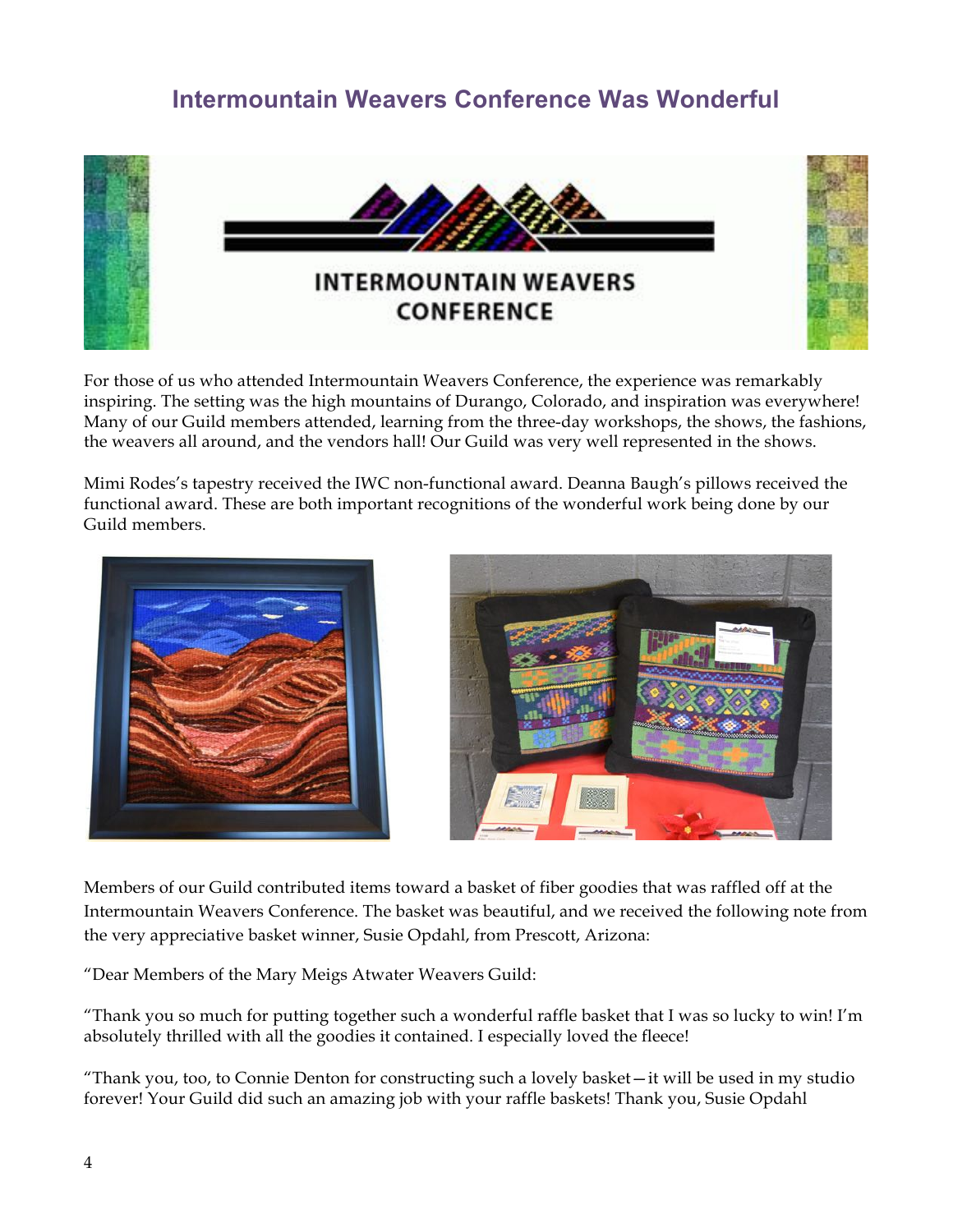## Intermountain Weavers Conference Was Wonderful

For those of us who attended Intermountain Weavers Conference, the experience was remarkably inspiring. The setting was the high mountains of Durango, Colorado, and inspiration was everywhere! Many of our Guild members attended, learning from the three-day workshops, the shows, the fashions, the weavers all around, and the vendors hall! Our Guild was very well represented in the shows.

Mimi Rodes's tapestry received the IWC non-functional award. Deanna Baugh's pillows received the functional award. These are both important recognitions of the wonderful work being done by our Guild members.

Members of our Guild contributed items toward a basket of fiber goodies that was raffled off at the Intermountain Weavers Conference. The basket was beautiful, and we received the following note from the very appreciative basket winner, Susie Opdahl, from Prescott, Arizona:

"Dear Members of the Mary Meigs Atwater Weavers Guild:

"Thank you so much for putting together such a wonderful raffle basket that I was so lucky to win! I'm absolutely thrilled with all the goodies it contained. I especially loved the fleece!

"Thank you, too, to Connie Denton for constructing such a lovely basket—it will be used in my studio forever! Your Guild did such an amazing job with your raffle baskets! Thank you, Susie Opdahl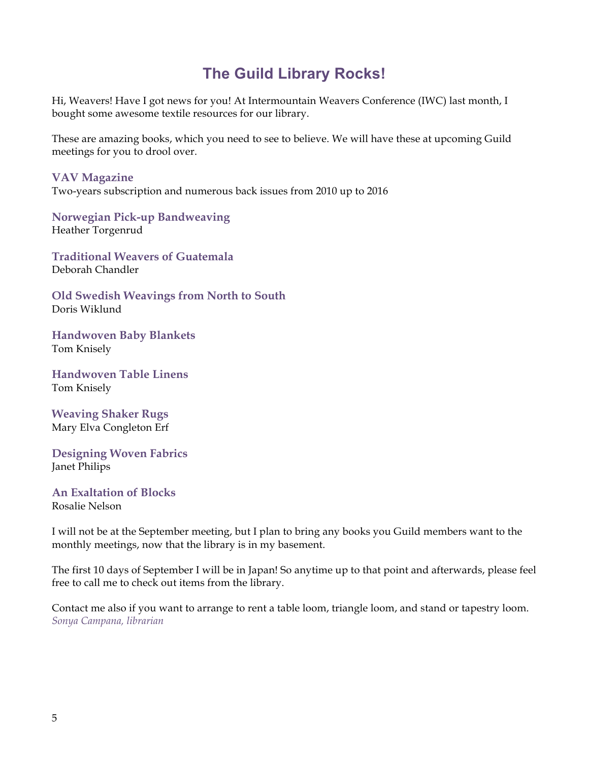# The Guild Library Rocks!

Hi, Weavers! Have I got news for you! At Intermountain Weavers Conference (IWC) last month, I bought some awesome textile resources for our library.

These are amazing books, which you need to see to believe. We will have these at upcoming Guild meetings for you to drool over.

**VAV Magazine**
Two-years subscription and numerous back issues from 2010 up to 2016

**Norwegian Pick-up Bandweaving**
Heather Torgenrud

**Traditional Weavers of Guatemala**
Deborah Chandler

**Old Swedish Weavings from North to South**
Doris Wiklund

**Handwoven Baby Blankets**
Tom Knisely

**Handwoven Table Linens**
Tom Knisely

**Weaving Shaker Rugs**
Mary Elva Congleton Erf

**Designing Woven Fabrics**
Janet Philips

**An Exaltation of Blocks**
Rosalie Nelson

I will not be at the September meeting, but I plan to bring any books you Guild members want to the monthly meetings, now that the library is in my basement.

The first 10 days of September I will be in Japan! So anytime up to that point and afterwards, please feel free to call me to check out items from the library.

Contact me also if you want to arrange to rent a table loom, triangle loom, and stand or tapestry loom.
*Sonya Campana, librarian*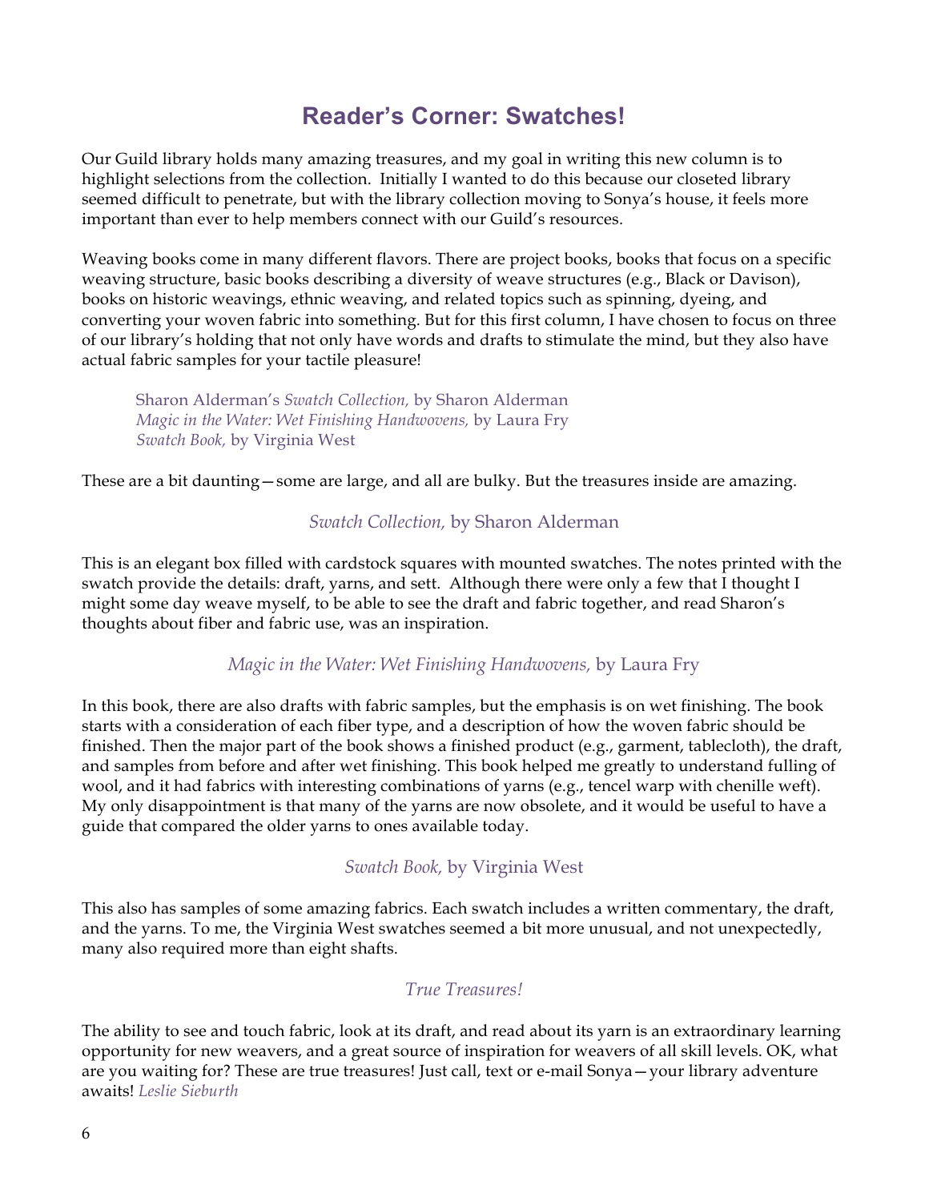# Reader's Corner: Swatches!

Our Guild library holds many amazing treasures, and my goal in writing this new column is to highlight selections from the collection. Initially I wanted to do this because our closeted library seemed difficult to penetrate, but with the library collection moving to Sonya's house, it feels more important than ever to help members connect with our Guild's resources.

Weaving books come in many different flavors. There are project books, books that focus on a specific weaving structure, basic books describing a diversity of weave structures (e.g., Black or Davison), books on historic weavings, ethnic weaving, and related topics such as spinning, dyeing, and converting your woven fabric into something. But for this first column, I have chosen to focus on three of our library's holding that not only have words and drafts to stimulate the mind, but they also have actual fabric samples for your tactile pleasure!

> Sharon Alderman's *Swatch Collection,* by Sharon Alderman
> *Magic in the Water: Wet Finishing Handwovens,* by Laura Fry
> *Swatch Book,* by Virginia West

These are a bit daunting—some are large, and all are bulky. But the treasures inside are amazing.

### *Swatch Collection,* by Sharon Alderman

This is an elegant box filled with cardstock squares with mounted swatches. The notes printed with the swatch provide the details: draft, yarns, and sett. Although there were only a few that I thought I might some day weave myself, to be able to see the draft and fabric together, and read Sharon's thoughts about fiber and fabric use, was an inspiration.

### *Magic in the Water: Wet Finishing Handwovens,* by Laura Fry

In this book, there are also drafts with fabric samples, but the emphasis is on wet finishing. The book starts with a consideration of each fiber type, and a description of how the woven fabric should be finished. Then the major part of the book shows a finished product (e.g., garment, tablecloth), the draft, and samples from before and after wet finishing. This book helped me greatly to understand fulling of wool, and it had fabrics with interesting combinations of yarns (e.g., tencel warp with chenille weft). My only disappointment is that many of the yarns are now obsolete, and it would be useful to have a guide that compared the older yarns to ones available today.

### *Swatch Book,* by Virginia West

This also has samples of some amazing fabrics. Each swatch includes a written commentary, the draft, and the yarns. To me, the Virginia West swatches seemed a bit more unusual, and not unexpectedly, many also required more than eight shafts.

### *True Treasures!*

The ability to see and touch fabric, look at its draft, and read about its yarn is an extraordinary learning opportunity for new weavers, and a great source of inspiration for weavers of all skill levels. OK, what are you waiting for? These are true treasures! Just call, text or e-mail Sonya—your library adventure awaits! *Leslie Sieburth*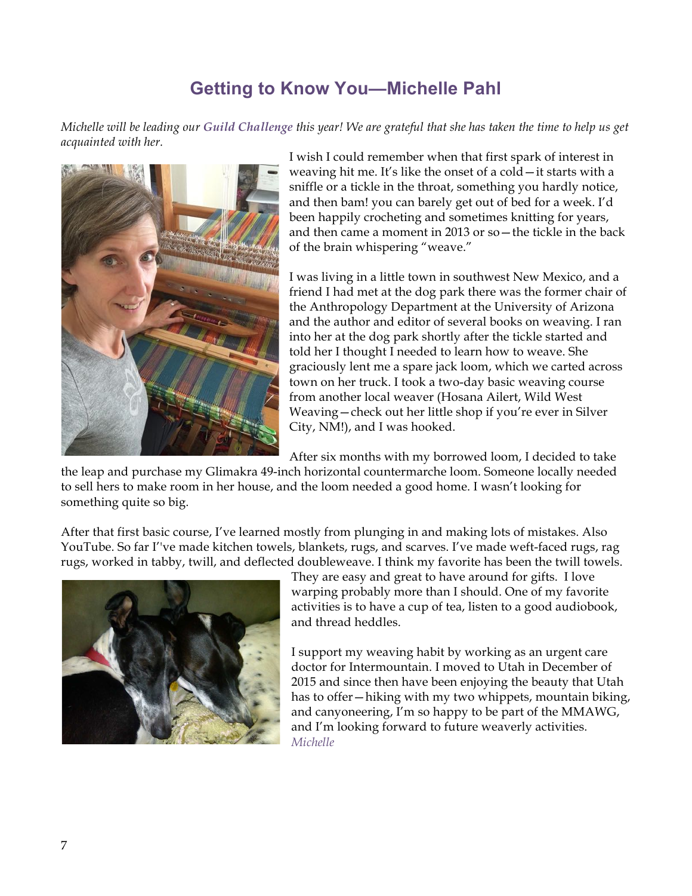# Getting to Know You—Michelle Pahl

*Michelle will be leading our **Guild Challenge** this year! We are grateful that she has taken the time to help us get acquainted with her.*

I wish I could remember when that first spark of interest in weaving hit me. It's like the onset of a cold—it starts with a sniffle or a tickle in the throat, something you hardly notice, and then bam! you can barely get out of bed for a week. I'd been happily crocheting and sometimes knitting for years, and then came a moment in 2013 or so—the tickle in the back of the brain whispering "weave."

I was living in a little town in southwest New Mexico, and a friend I had met at the dog park there was the former chair of the Anthropology Department at the University of Arizona and the author and editor of several books on weaving. I ran into her at the dog park shortly after the tickle started and told her I thought I needed to learn how to weave. She graciously lent me a spare jack loom, which we carted across town on her truck. I took a two-day basic weaving course from another local weaver (Hosana Ailert, Wild West Weaving—check out her little shop if you're ever in Silver City, NM!), and I was hooked.

After six months with my borrowed loom, I decided to take the leap and purchase my Glimakra 49-inch horizontal countermarche loom. Someone locally needed to sell hers to make room in her house, and the loom needed a good home. I wasn't looking for something quite so big.

After that first basic course, I've learned mostly from plunging in and making lots of mistakes. Also YouTube. So far I''ve made kitchen towels, blankets, rugs, and scarves. I've made weft-faced rugs, rag rugs, worked in tabby, twill, and deflected doubleweave. I think my favorite has been the twill towels. They are easy and great to have around for gifts. I love warping probably more than I should. One of my favorite activities is to have a cup of tea, listen to a good audiobook, and thread heddles.

I support my weaving habit by working as an urgent care doctor for Intermountain. I moved to Utah in December of 2015 and since then have been enjoying the beauty that Utah has to offer—hiking with my two whippets, mountain biking, and canyoneering, I'm so happy to be part of the MMAWG, and I'm looking forward to future weaverly activities.

*Michelle*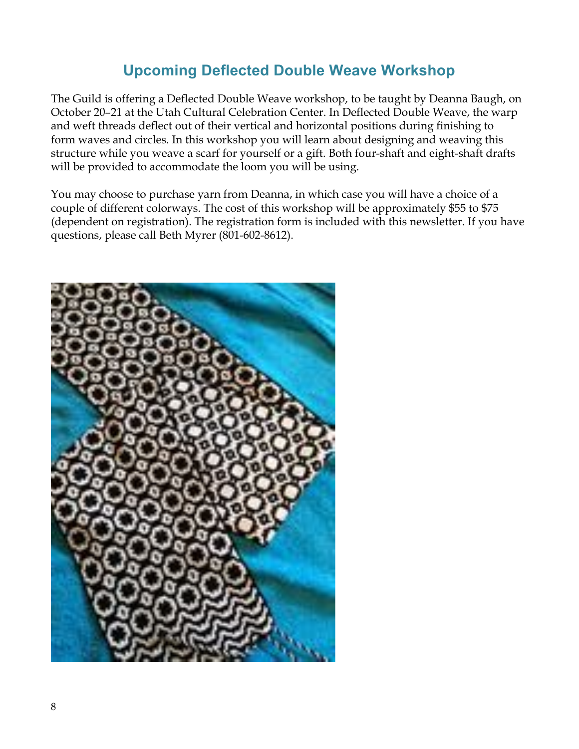## Upcoming Deflected Double Weave Workshop

The Guild is offering a Deflected Double Weave workshop, to be taught by Deanna Baugh, on October 20–21 at the Utah Cultural Celebration Center. In Deflected Double Weave, the warp and weft threads deflect out of their vertical and horizontal positions during finishing to form waves and circles. In this workshop you will learn about designing and weaving this structure while you weave a scarf for yourself or a gift. Both four-shaft and eight-shaft drafts will be provided to accommodate the loom you will be using.

You may choose to purchase yarn from Deanna, in which case you will have a choice of a couple of different colorways. The cost of this workshop will be approximately $55 to $75 (dependent on registration). The registration form is included with this newsletter. If you have questions, please call Beth Myrer (801-602-8612).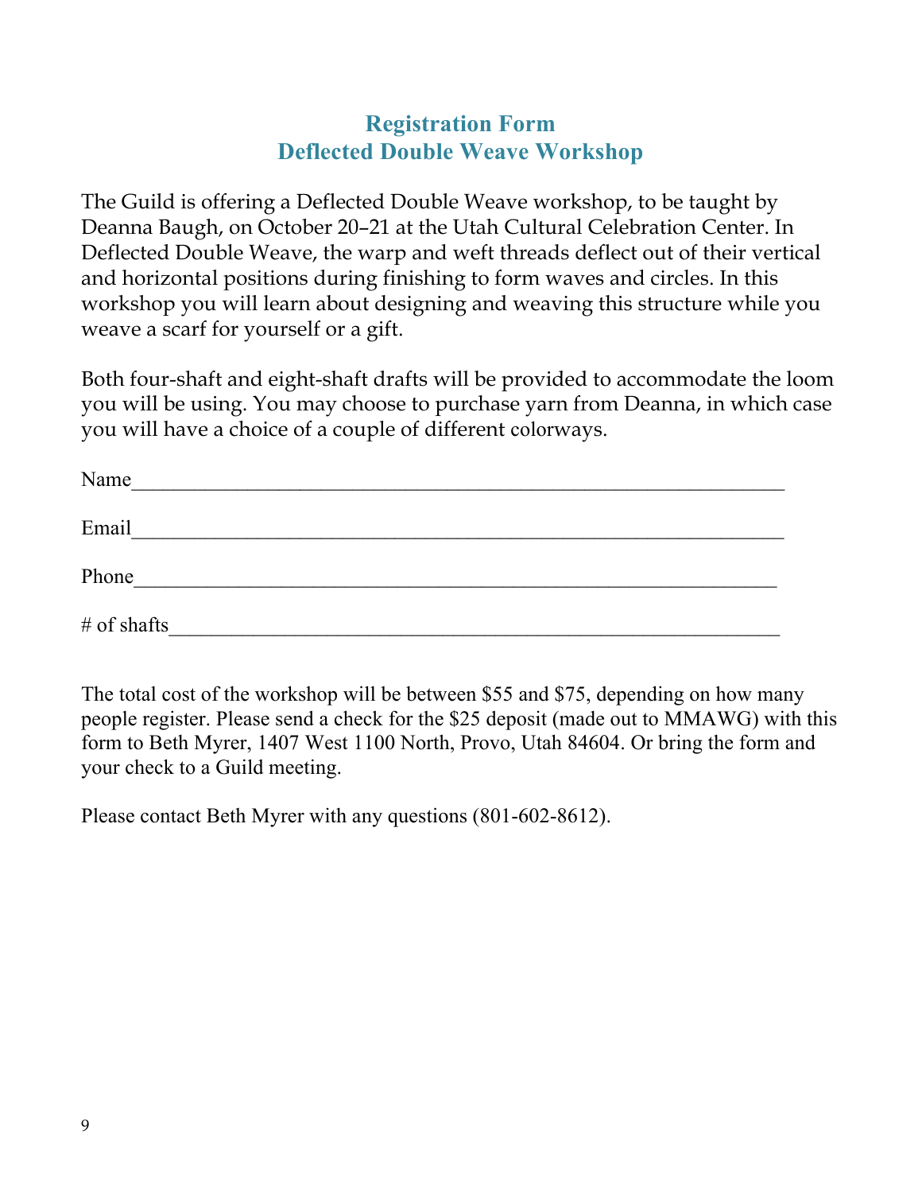# Registration Form
# Deflected Double Weave Workshop

The Guild is offering a Deflected Double Weave workshop, to be taught by Deanna Baugh, on October 20–21 at the Utah Cultural Celebration Center. In Deflected Double Weave, the warp and weft threads deflect out of their vertical and horizontal positions during finishing to form waves and circles. In this workshop you will learn about designing and weaving this structure while you weave a scarf for yourself or a gift.

Both four-shaft and eight-shaft drafts will be provided to accommodate the loom you will be using. You may choose to purchase yarn from Deanna, in which case you will have a choice of a couple of different colorways.

Name_____________________________________________________________

Email_____________________________________________________________

Phone____________________________________________________________

# of shafts_________________________________________________________

The total cost of the workshop will be between $55 and $75, depending on how many people register. Please send a check for the $25 deposit (made out to MMAWG) with this form to Beth Myrer, 1407 West 1100 North, Provo, Utah 84604. Or bring the form and your check to a Guild meeting.

Please contact Beth Myrer with any questions (801-602-8612).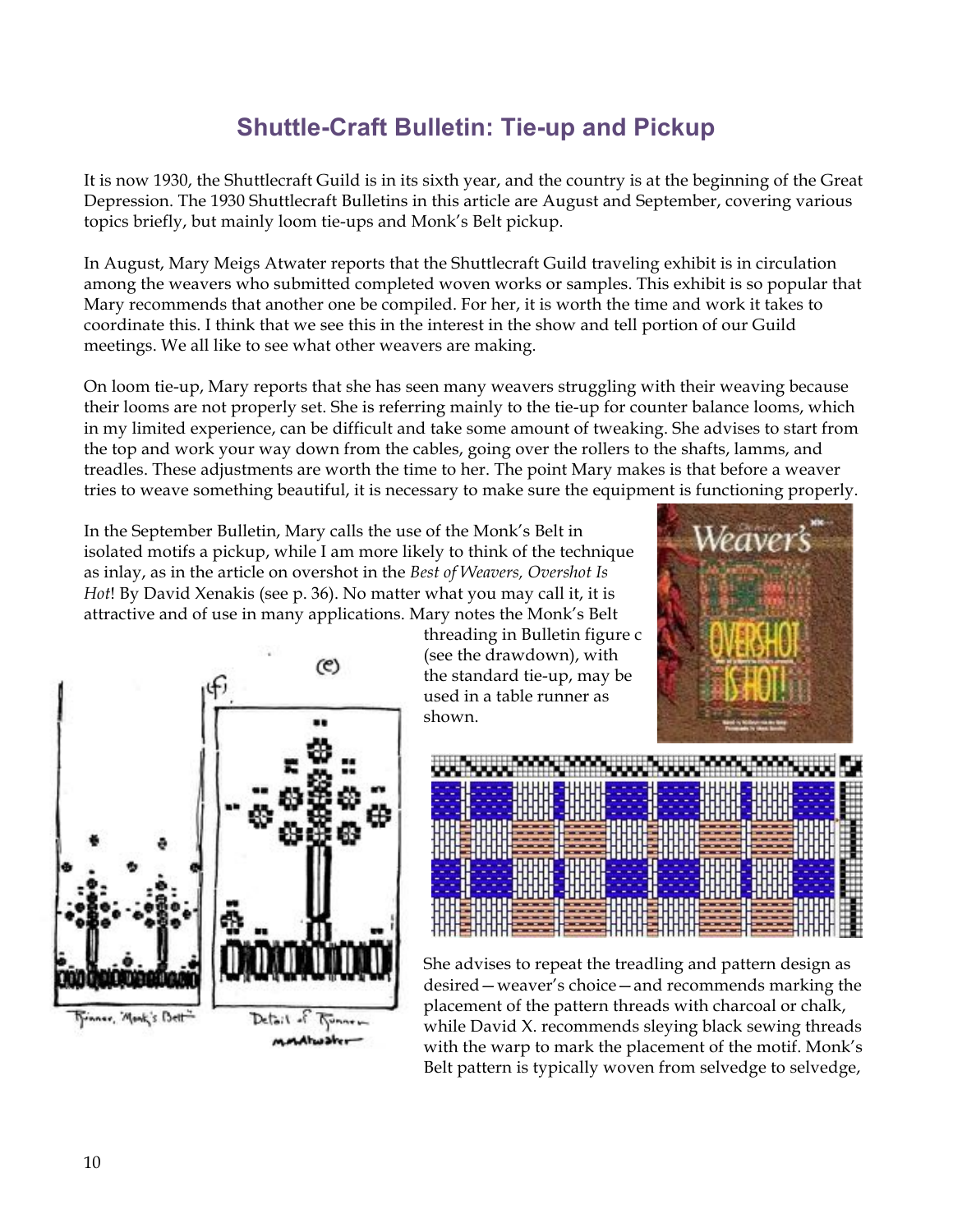# Shuttle-Craft Bulletin: Tie-up and Pickup

It is now 1930, the Shuttlecraft Guild is in its sixth year, and the country is at the beginning of the Great Depression. The 1930 Shuttlecraft Bulletins in this article are August and September, covering various topics briefly, but mainly loom tie-ups and Monk's Belt pickup.

In August, Mary Meigs Atwater reports that the Shuttlecraft Guild traveling exhibit is in circulation among the weavers who submitted completed woven works or samples. This exhibit is so popular that Mary recommends that another one be compiled. For her, it is worth the time and work it takes to coordinate this. I think that we see this in the interest in the show and tell portion of our Guild meetings. We all like to see what other weavers are making.

On loom tie-up, Mary reports that she has seen many weavers struggling with their weaving because their looms are not properly set. She is referring mainly to the tie-up for counter balance looms, which in my limited experience, can be difficult and take some amount of tweaking. She advises to start from the top and work your way down from the cables, going over the rollers to the shafts, lamms, and treadles. These adjustments are worth the time to her. The point Mary makes is that before a weaver tries to weave something beautiful, it is necessary to make sure the equipment is functioning properly.

In the September Bulletin, Mary calls the use of the Monk's Belt in isolated motifs a pickup, while I am more likely to think of the technique as inlay, as in the article on overshot in the *Best of Weavers, Overshot Is Hot*! By David Xenakis (see p. 36). No matter what you may call it, it is attractive and of use in many applications. Mary notes the Monk's Belt threading in Bulletin figure c (see the drawdown), with the standard tie-up, may be used in a table runner as shown.

(f) Runner, Monk's Belt — (e) Detail of Runner, M.M.Atwater

She advises to repeat the treadling and pattern design as desired—weaver's choice—and recommends marking the placement of the pattern threads with charcoal or chalk, while David X. recommends sleying black sewing threads with the warp to mark the placement of the motif. Monk's Belt pattern is typically woven from selvedge to selvedge,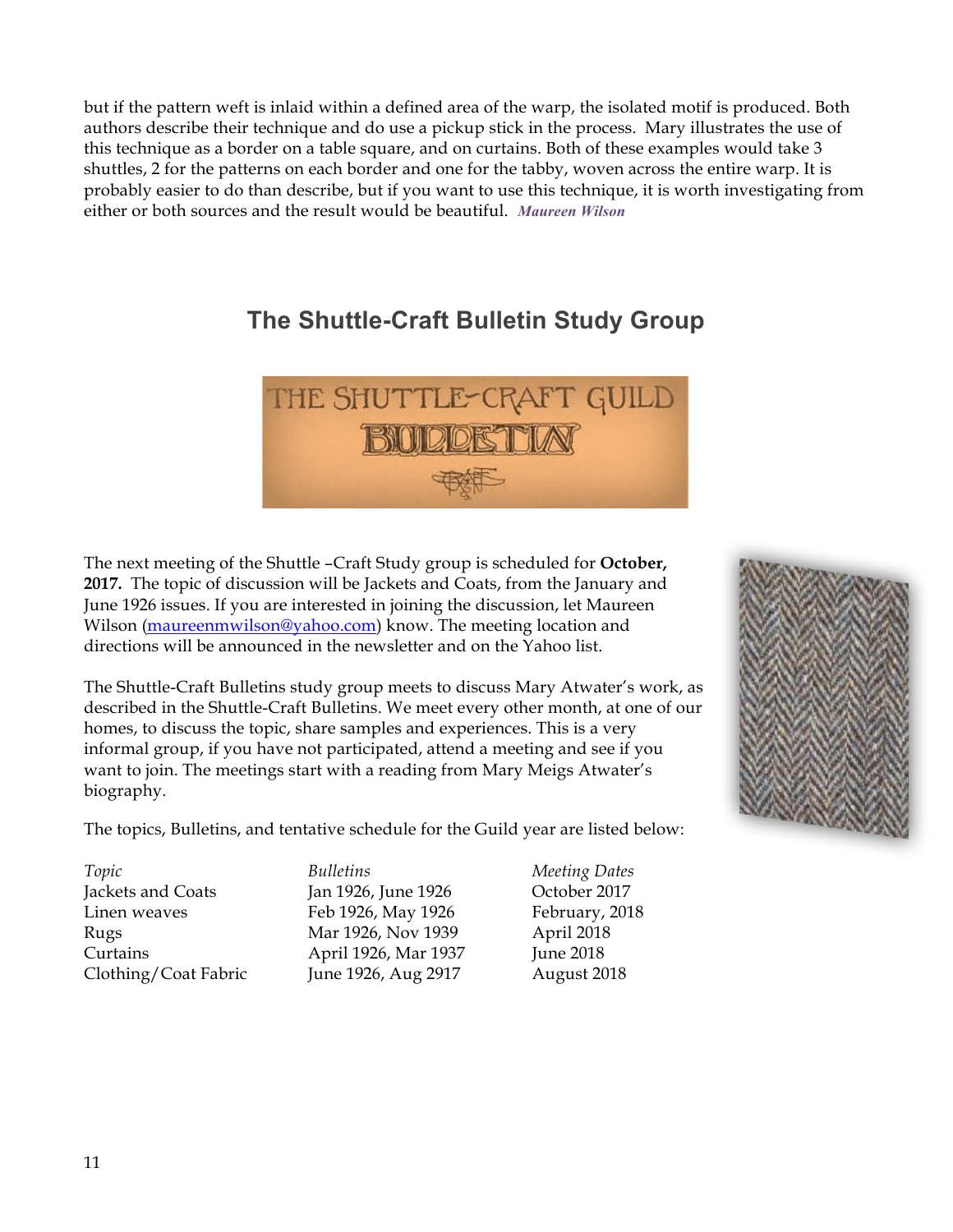but if the pattern weft is inlaid within a defined area of the warp, the isolated motif is produced. Both authors describe their technique and do use a pickup stick in the process. Mary illustrates the use of this technique as a border on a table square, and on curtains. Both of these examples would take 3 shuttles, 2 for the patterns on each border and one for the tabby, woven across the entire warp. It is probably easier to do than describe, but if you want to use this technique, it is worth investigating from either or both sources and the result would be beautiful. ***Maureen Wilson***

## The Shuttle-Craft Bulletin Study Group

The next meeting of the Shuttle –Craft Study group is scheduled for **October, 2017.** The topic of discussion will be Jackets and Coats, from the January and June 1926 issues. If you are interested in joining the discussion, let Maureen Wilson (maureenmwilson@yahoo.com) know. The meeting location and directions will be announced in the newsletter and on the Yahoo list.

The Shuttle-Craft Bulletins study group meets to discuss Mary Atwater's work, as described in the Shuttle-Craft Bulletins. We meet every other month, at one of our homes, to discuss the topic, share samples and experiences. This is a very informal group, if you have not participated, attend a meeting and see if you want to join. The meetings start with a reading from Mary Meigs Atwater's biography.

The topics, Bulletins, and tentative schedule for the Guild year are listed below:

| *Topic* | *Bulletins* | *Meeting Dates* |
|---|---|---|
| Jackets and Coats | Jan 1926, June 1926 | October 2017 |
| Linen weaves | Feb 1926, May 1926 | February, 2018 |
| Rugs | Mar 1926, Nov 1939 | April 2018 |
| Curtains | April 1926, Mar 1937 | June 2018 |
| Clothing/Coat Fabric | June 1926, Aug 2917 | August 2018 |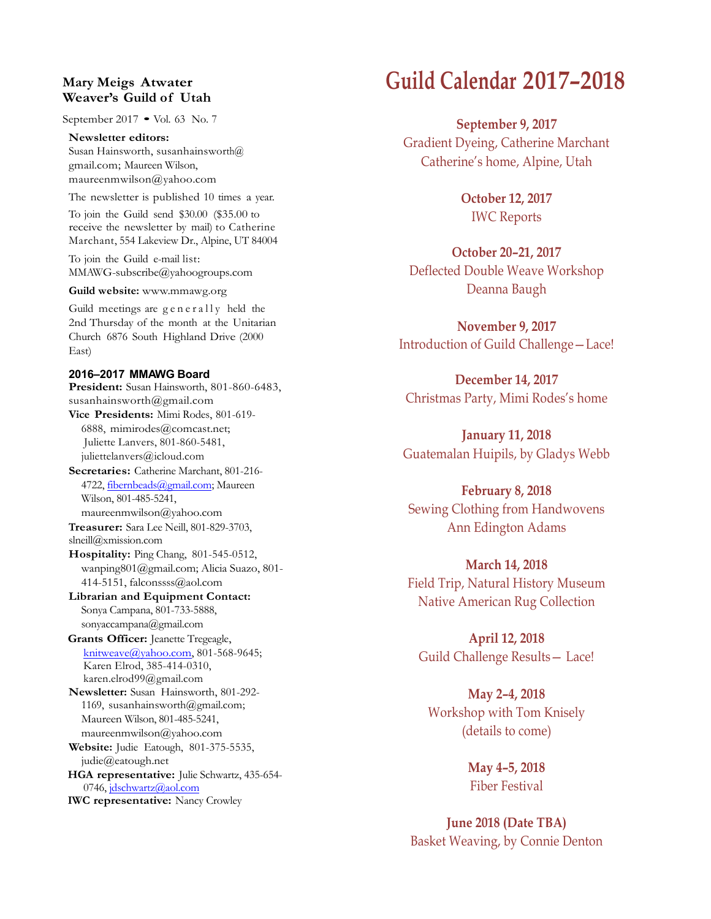**Mary Meigs Atwater**
**Weaver's Guild of Utah**

September 2017 • Vol. 63 No. 7

**Newsletter editors:**
Susan Hainsworth, susanhainsworth@gmail.com; Maureen Wilson, maureenmwilson@yahoo.com

The newsletter is published 10 times a year.

To join the Guild send $30.00 ($35.00 to receive the newsletter by mail) to Catherine Marchant, 554 Lakeview Dr., Alpine, UT 84004

To join the Guild e-mail list: MMAWG-subscribe@yahoogroups.com

**Guild website:** www.mmawg.org

Guild meetings are generally held the 2nd Thursday of the month at the Unitarian Church 6876 South Highland Drive (2000 East)

### 2016–2017 MMAWG Board

**President:** Susan Hainsworth, 801-860-6483, susanhainsworth@gmail.com

**Vice Presidents:** Mimi Rodes, 801-619-6888, mimirodes@comcast.net; Juliette Lanvers, 801-860-5481, juliettelanvers@icloud.com

**Secretaries:** Catherine Marchant, 801-216-4722, fibernbeads@gmail.com; Maureen Wilson, 801-485-5241, maureenmwilson@yahoo.com

**Treasurer:** Sara Lee Neill, 801-829-3703, slneill@xmission.com

**Hospitality:** Ping Chang, 801-545-0512, wanping801@gmail.com; Alicia Suazo, 801-414-5151, falconssss@aol.com

**Librarian and Equipment Contact:** Sonya Campana, 801-733-5888, sonyaccampana@gmail.com

**Grants Officer:** Jeanette Tregeagle, knitweave@yahoo.com, 801-568-9645; Karen Elrod, 385-414-0310, karen.elrod99@gmail.com

**Newsletter:** Susan Hainsworth, 801-292-1169, susanhainsworth@gmail.com; Maureen Wilson, 801-485-5241, maureenmwilson@yahoo.com

**Website:** Judie Eatough, 801-375-5535, judie@eatough.net

**HGA representative:** Julie Schwartz, 435-654-0746, jdschwartz@aol.com

**IWC representative:** Nancy Crowley

# Guild Calendar 2017–2018

**September 9, 2017**
Gradient Dyeing, Catherine Marchant
Catherine's home, Alpine, Utah

**October 12, 2017**
IWC Reports

**October 20–21, 2017**
Deflected Double Weave Workshop
Deanna Baugh

**November 9, 2017**
Introduction of Guild Challenge—Lace!

**December 14, 2017**
Christmas Party, Mimi Rodes's home

**January 11, 2018**
Guatemalan Huipils, by Gladys Webb

**February 8, 2018**
Sewing Clothing from Handwovens
Ann Edington Adams

**March 14, 2018**
Field Trip, Natural History Museum
Native American Rug Collection

**April 12, 2018**
Guild Challenge Results— Lace!

**May 2–4, 2018**
Workshop with Tom Knisely
(details to come)

**May 4–5, 2018**
Fiber Festival

**June 2018 (Date TBA)**
Basket Weaving, by Connie Denton